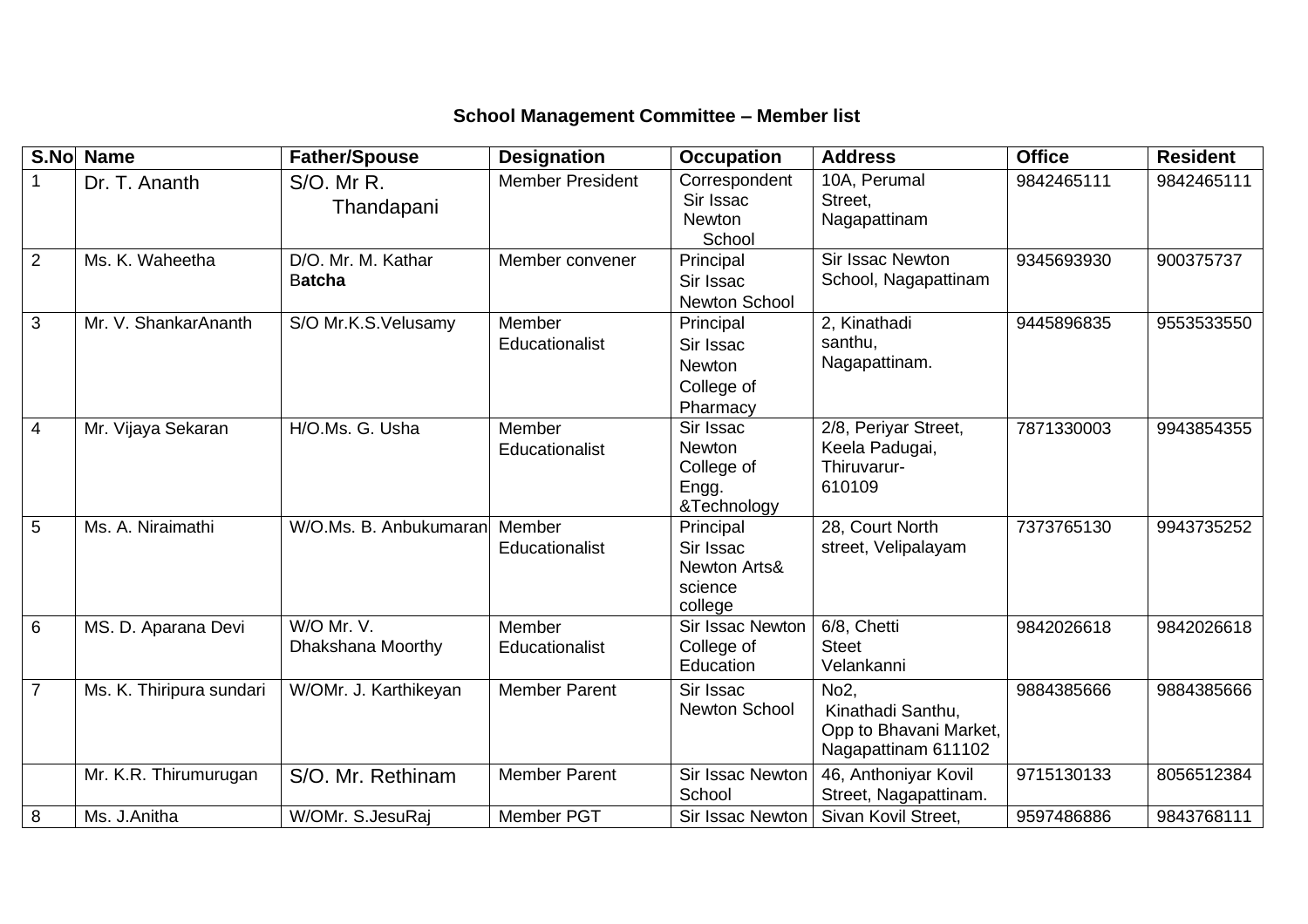**School Management Committee – Member list**

| S.No | Name | Father/Spouse | Designation | Occupation | Address | Office | Resident |
|---|---|---|---|---|---|---|---|
| 1 | Dr. T. Ananth | S/O. Mr R. Thandapani | Member President | Correspondent Sir Issac Newton School | 10A, Perumal Street, Nagapattinam | 9842465111 | 9842465111 |
| 2 | Ms. K. Waheetha | D/O. Mr. M. Kathar B**atcha** | Member convener | Principal Sir Issac Newton School | Sir Issac Newton School, Nagapattinam | 9345693930 | 900375737 |
| 3 | Mr. V. ShankarAnanth | S/O Mr.K.S.Velusamy | Member Educationalist | Principal Sir Issac Newton College of Pharmacy | 2, Kinathadi santhu, Nagapattinam. | 9445896835 | 9553533550 |
| 4 | Mr. Vijaya Sekaran | H/O.Ms. G. Usha | Member Educationalist | Sir Issac Newton College of Engg. &Technology | 2/8, Periyar Street, Keela Padugai, Thiruvarur-610109 | 7871330003 | 9943854355 |
| 5 | Ms. A. Niraimathi | W/O.Ms. B. Anbukumaran | Member Educationalist | Principal Sir Issac Newton Arts& science college | 28, Court North street, Velipalayam | 7373765130 | 9943735252 |
| 6 | MS. D. Aparana Devi | W/O Mr. V. Dhakshana Moorthy | Member Educationalist | Sir Issac Newton College of Education | 6/8, Chetti Steet Velankanni | 9842026618 | 9842026618 |
| 7 | Ms. K. Thiripura sundari | W/OMr. J. Karthikeyan | Member Parent | Sir Issac Newton School | No2, Kinathadi Santhu, Opp to Bhavani Market, Nagapattinam 611102 | 9884385666 | 9884385666 |
| | Mr. K.R. Thirumurugan | S/O. Mr. Rethinam | Member Parent | Sir Issac Newton School | 46, Anthoniyar Kovil Street, Nagapattinam. | 9715130133 | 8056512384 |
| 8 | Ms. J.Anitha | W/OMr. S.JesuRaj | Member PGT | Sir Issac Newton | Sivan Kovil Street, | 9597486886 | 9843768111 |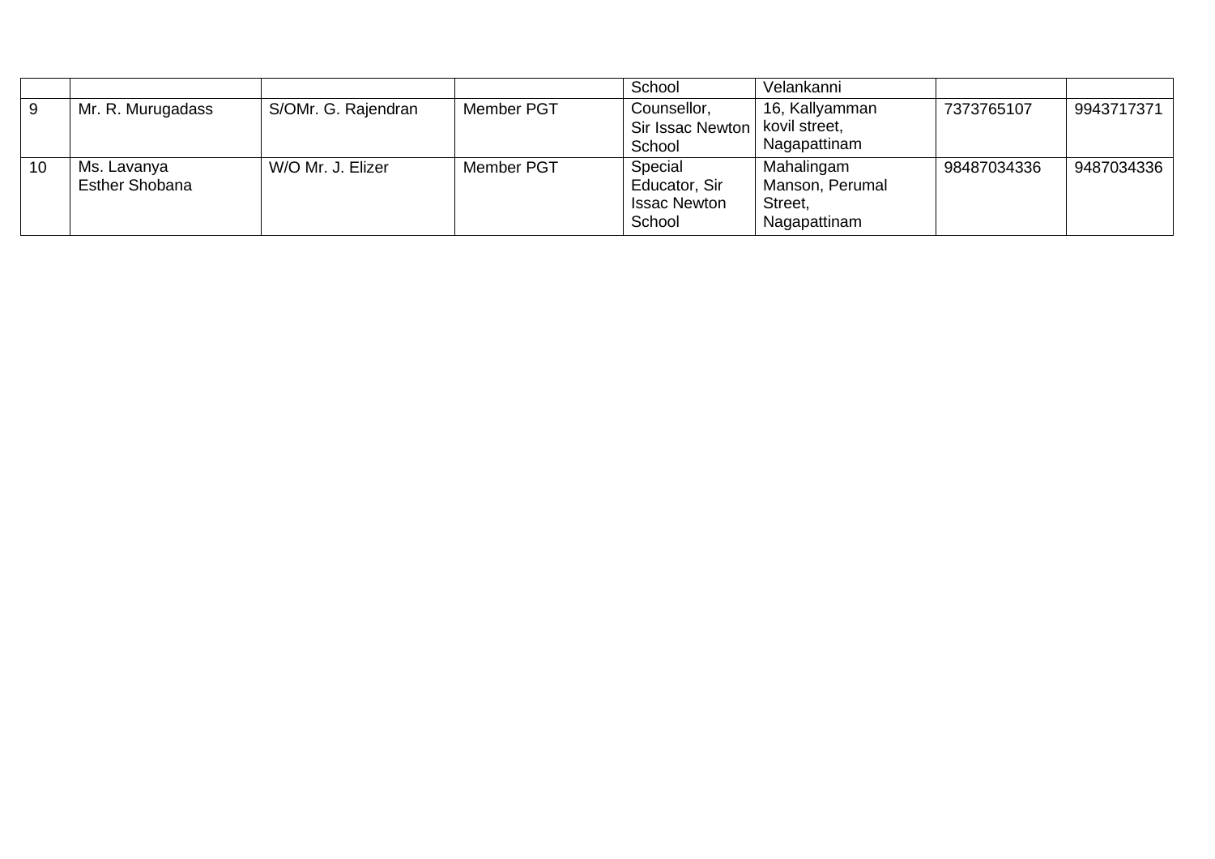| | | | | | | | |
|---|---|---|---|---|---|---|---|
| | | | | School | Velankanni | | |
| 9 | Mr. R. Murugadass | S/OMr. G. Rajendran | Member PGT | Counsellor, Sir Issac Newton School | 16, Kallyamman kovil street, Nagapattinam | 7373765107 | 9943717371 |
| 10 | Ms. Lavanya Esther Shobana | W/O Mr. J. Elizer | Member PGT | Special Educator, Sir Issac Newton School | Mahalingam Manson, Perumal Street, Nagapattinam | 98487034336 | 9487034336 |